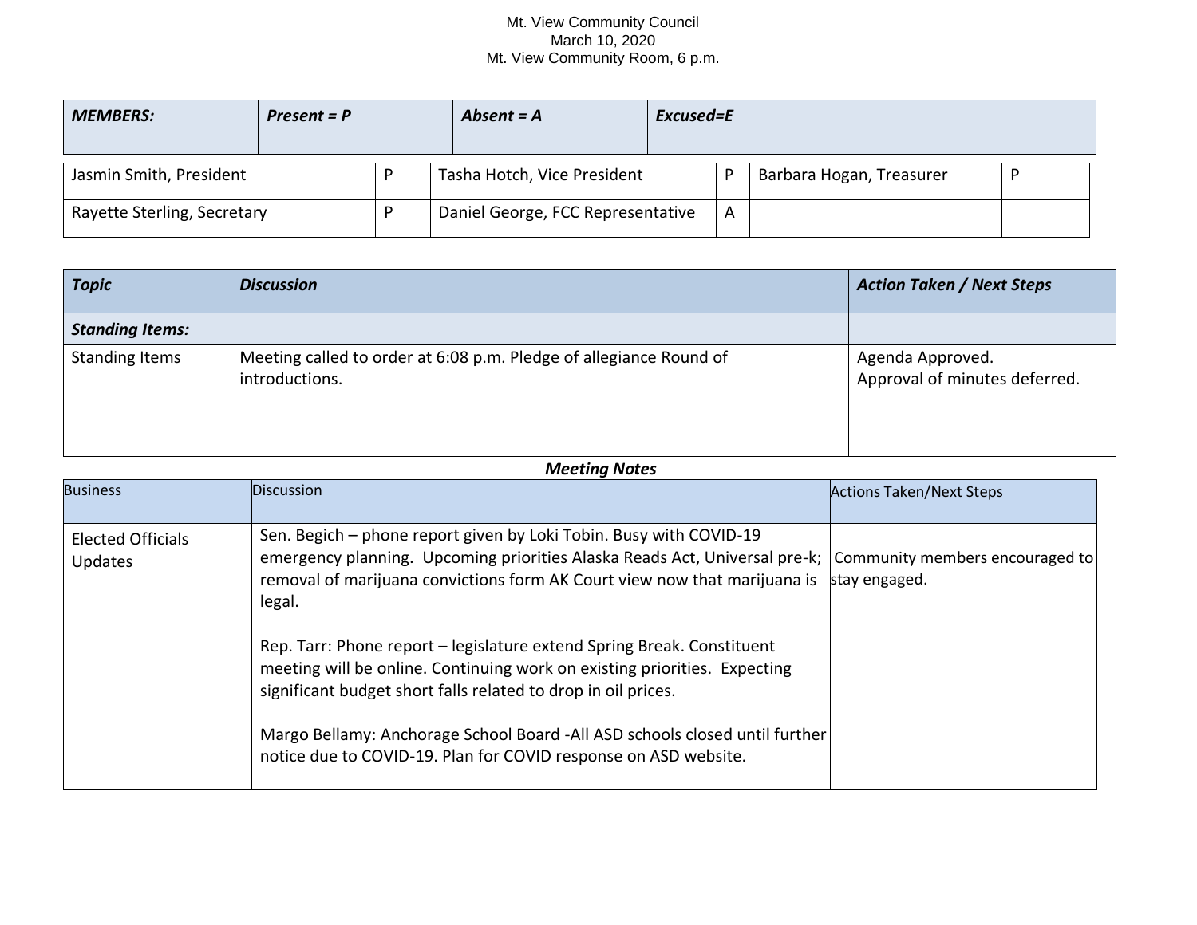Mt. View Community Council
March 10, 2020
Mt. View Community Room, 6 p.m.

| ***MEMBERS:*** | ***Present = P*** | ***Absent = A*** | ***Excused=E*** |
|---|---|---|---|

| Name | Status | Name | Status | Name | Status |
|---|---|---|---|---|---|
| Jasmin Smith, President | P | Tasha Hotch, Vice President | P | Barbara Hogan, Treasurer | P |
| Rayette Sterling, Secretary | P | Daniel George, FCC Representative | A | | |

| ***Topic*** | ***Discussion*** | ***Action Taken / Next Steps*** |
|---|---|---|
| ***Standing Items:*** | | |
| Standing Items | Meeting called to order at 6:08 p.m. Pledge of allegiance Round of introductions. | Agenda Approved.<br>Approval of minutes deferred. |

***Meeting Notes***

| Business | Discussion | Actions Taken/Next Steps |
|---|---|---|
| Elected Officials Updates | Sen. Begich – phone report given by Loki Tobin. Busy with COVID-19 emergency planning. Upcoming priorities Alaska Reads Act, Universal pre-k; removal of marijuana convictions form AK Court view now that marijuana is legal.<br><br>Rep. Tarr: Phone report – legislature extend Spring Break. Constituent meeting will be online. Continuing work on existing priorities. Expecting significant budget short falls related to drop in oil prices.<br><br>Margo Bellamy: Anchorage School Board -All ASD schools closed until further notice due to COVID-19. Plan for COVID response on ASD website. | Community members encouraged to stay engaged. |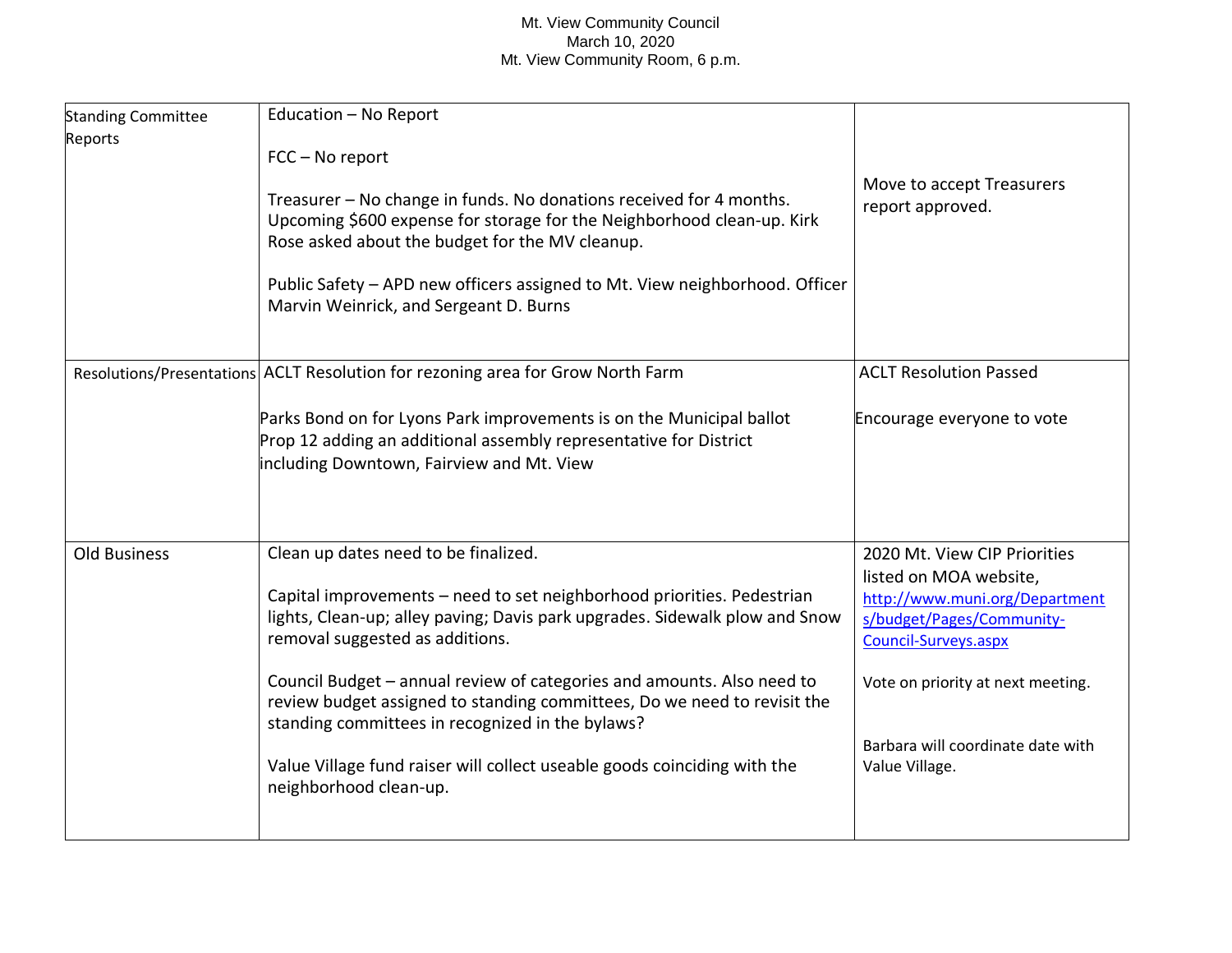Mt. View Community Council
March 10, 2020
Mt. View Community Room, 6 p.m.

| | | |
|---|---|---|
| Standing Committee Reports | Education – No Report<br><br>FCC – No report<br><br>Treasurer – No change in funds. No donations received for 4 months. Upcoming $600 expense for storage for the Neighborhood clean-up. Kirk Rose asked about the budget for the MV cleanup.<br><br>Public Safety – APD new officers assigned to Mt. View neighborhood. Officer Marvin Weinrick, and Sergeant D. Burns | Move to accept Treasurers report approved. |
| Resolutions/Presentations | ACLT Resolution for rezoning area for Grow North Farm<br><br>Parks Bond on for Lyons Park improvements is on the Municipal ballot<br>Prop 12 adding an additional assembly representative for District including Downtown, Fairview and Mt. View | ACLT Resolution Passed<br><br>Encourage everyone to vote |
| Old Business | Clean up dates need to be finalized.<br><br>Capital improvements – need to set neighborhood priorities. Pedestrian lights, Clean-up; alley paving; Davis park upgrades. Sidewalk plow and Snow removal suggested as additions.<br><br>Council Budget – annual review of categories and amounts. Also need to review budget assigned to standing committees, Do we need to revisit the standing committees in recognized in the bylaws?<br><br>Value Village fund raiser will collect useable goods coinciding with the neighborhood clean-up. | 2020 Mt. View CIP Priorities listed on MOA website, http://www.muni.org/Departments/budget/Pages/Community-Council-Surveys.aspx<br><br>Vote on priority at next meeting.<br><br>Barbara will coordinate date with Value Village. |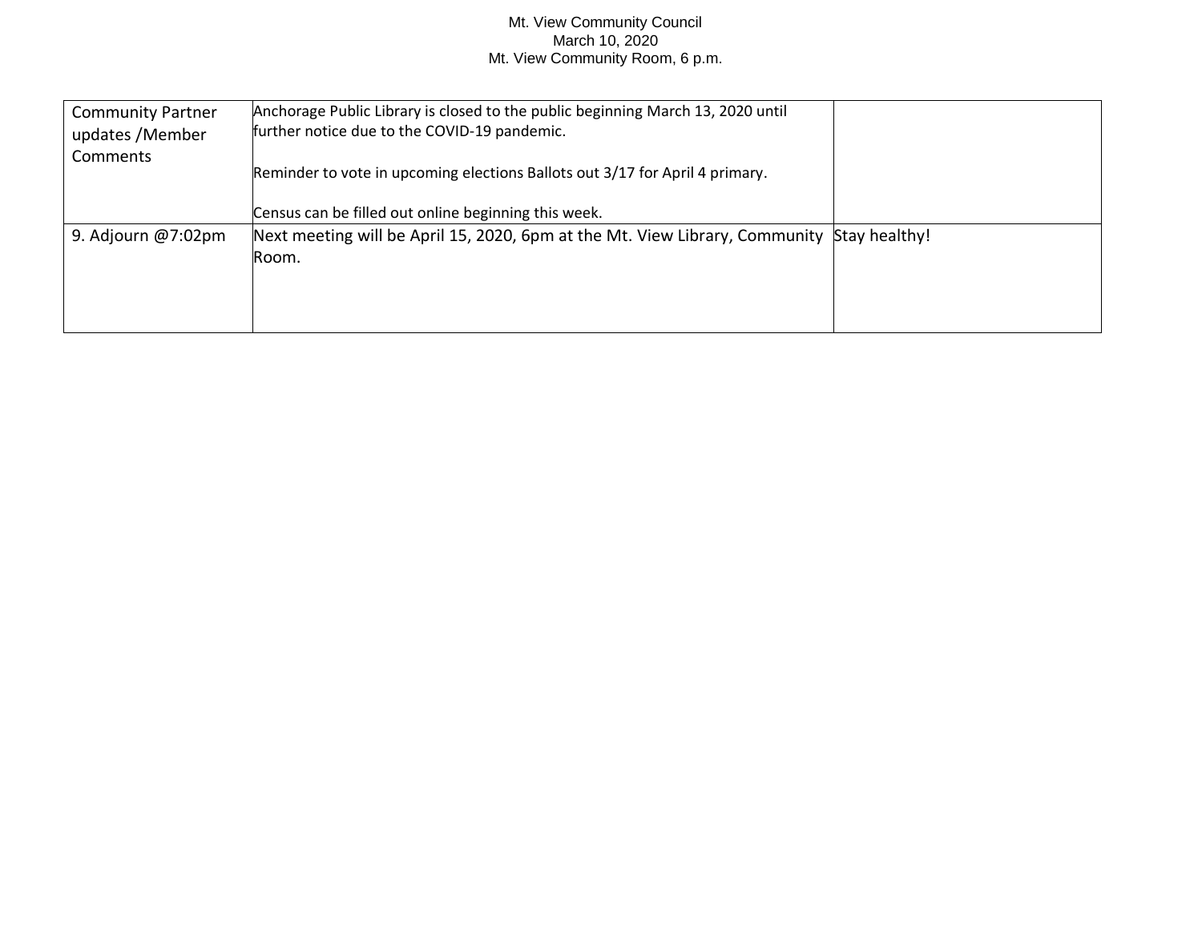Mt. View Community Council
March 10, 2020
Mt. View Community Room, 6 p.m.

| | | |
|---|---|---|
| Community Partner updates /Member Comments | Anchorage Public Library is closed to the public beginning March 13, 2020 until further notice due to the COVID-19 pandemic.<br><br>Reminder to vote in upcoming elections Ballots out 3/17 for April 4 primary.<br><br>Census can be filled out online beginning this week. | |
| 9. Adjourn @7:02pm | Next meeting will be April 15, 2020, 6pm at the Mt. View Library, Community Room. | Stay healthy! |